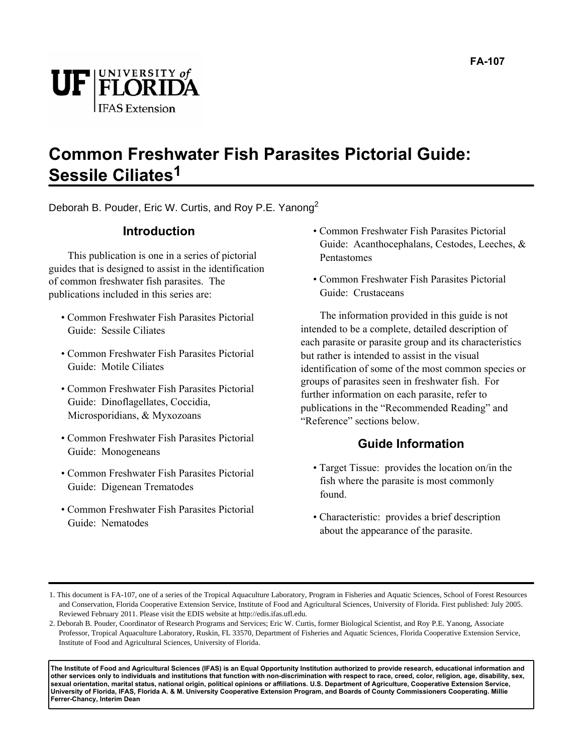FA-107

# Common Freshwater Fish Parasites Pictorial Guide: Sessile Ciliates[1]

Deborah B. Pouder, Eric W. Curtis, and Roy P.E. Yanong[2]

## Introduction

This publication is one in a series of pictorial guides that is designed to assist in the identification of common freshwater fish parasites. The publications included in this series are:

- Common Freshwater Fish Parasites Pictorial Guide: Sessile Ciliates
- Common Freshwater Fish Parasites Pictorial Guide: Motile Ciliates
- Common Freshwater Fish Parasites Pictorial Guide: Dinoflagellates, Coccidia, Microsporidians, & Myxozoans
- Common Freshwater Fish Parasites Pictorial Guide: Monogeneans
- Common Freshwater Fish Parasites Pictorial Guide: Digenean Trematodes
- Common Freshwater Fish Parasites Pictorial Guide: Nematodes
- Common Freshwater Fish Parasites Pictorial Guide: Acanthocephalans, Cestodes, Leeches, & Pentastomes
- Common Freshwater Fish Parasites Pictorial Guide: Crustaceans

The information provided in this guide is not intended to be a complete, detailed description of each parasite or parasite group and its characteristics but rather is intended to assist in the visual identification of some of the most common species or groups of parasites seen in freshwater fish. For further information on each parasite, refer to publications in the "Recommended Reading" and "Reference" sections below.

## Guide Information

- Target Tissue: provides the location on/in the fish where the parasite is most commonly found.
- Characteristic: provides a brief description about the appearance of the parasite.

---

1. This document is FA-107, one of a series of the Tropical Aquaculture Laboratory, Program in Fisheries and Aquatic Sciences, School of Forest Resources and Conservation, Florida Cooperative Extension Service, Institute of Food and Agricultural Sciences, University of Florida. First published: July 2005. Reviewed February 2011. Please visit the EDIS website at http://edis.ifas.ufl.edu.
2. Deborah B. Pouder, Coordinator of Research Programs and Services; Eric W. Curtis, former Biological Scientist, and Roy P.E. Yanong, Associate Professor, Tropical Aquaculture Laboratory, Ruskin, FL 33570, Department of Fisheries and Aquatic Sciences, Florida Cooperative Extension Service, Institute of Food and Agricultural Sciences, University of Florida.

**The Institute of Food and Agricultural Sciences (IFAS) is an Equal Opportunity Institution authorized to provide research, educational information and other services only to individuals and institutions that function with non-discrimination with respect to race, creed, color, religion, age, disability, sex, sexual orientation, marital status, national origin, political opinions or affiliations. U.S. Department of Agriculture, Cooperative Extension Service, University of Florida, IFAS, Florida A. & M. University Cooperative Extension Program, and Boards of County Commissioners Cooperating. Millie Ferrer-Chancy, Interim Dean**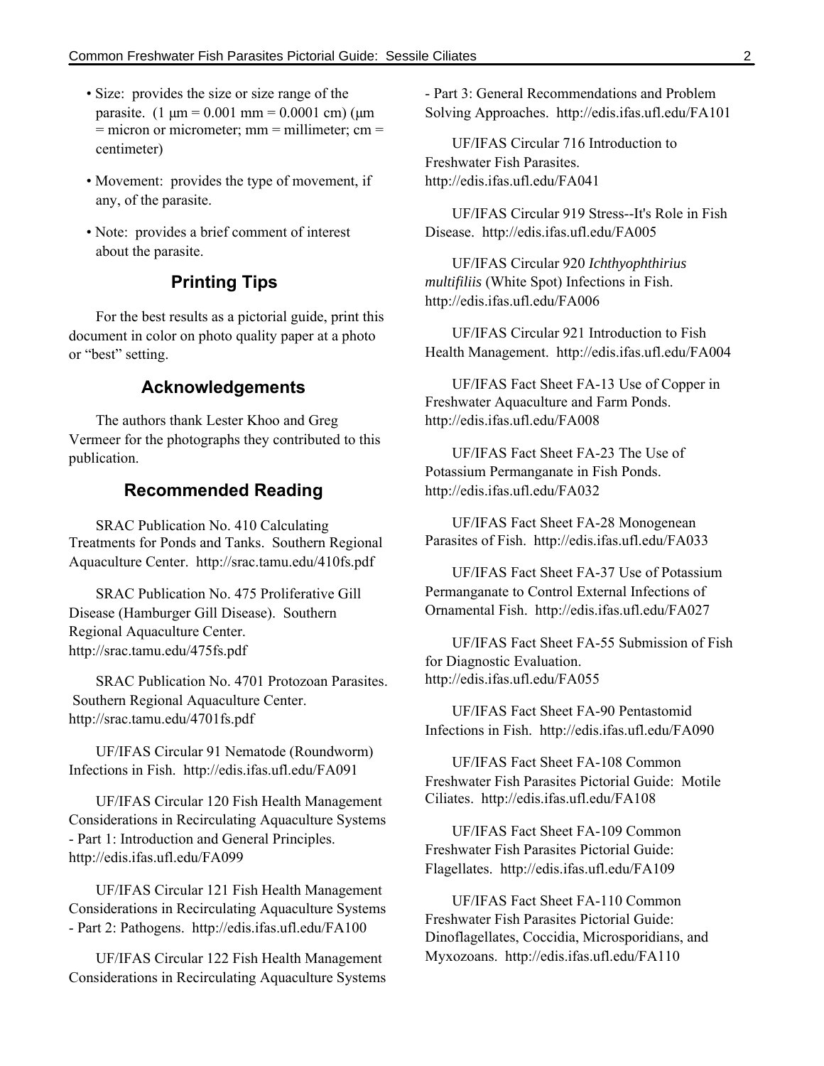- Size: provides the size or size range of the parasite. (1 µm = 0.001 mm = 0.0001 cm) (µm = micron or micrometer; mm = millimeter; cm = centimeter)
- Movement: provides the type of movement, if any, of the parasite.
- Note: provides a brief comment of interest about the parasite.

## Printing Tips

For the best results as a pictorial guide, print this document in color on photo quality paper at a photo or "best" setting.

## Acknowledgements

The authors thank Lester Khoo and Greg Vermeer for the photographs they contributed to this publication.

## Recommended Reading

SRAC Publication No. 410 Calculating Treatments for Ponds and Tanks. Southern Regional Aquaculture Center. http://srac.tamu.edu/410fs.pdf

SRAC Publication No. 475 Proliferative Gill Disease (Hamburger Gill Disease). Southern Regional Aquaculture Center. http://srac.tamu.edu/475fs.pdf

SRAC Publication No. 4701 Protozoan Parasites. Southern Regional Aquaculture Center. http://srac.tamu.edu/4701fs.pdf

UF/IFAS Circular 91 Nematode (Roundworm) Infections in Fish. http://edis.ifas.ufl.edu/FA091

UF/IFAS Circular 120 Fish Health Management Considerations in Recirculating Aquaculture Systems - Part 1: Introduction and General Principles. http://edis.ifas.ufl.edu/FA099

UF/IFAS Circular 121 Fish Health Management Considerations in Recirculating Aquaculture Systems - Part 2: Pathogens. http://edis.ifas.ufl.edu/FA100

UF/IFAS Circular 122 Fish Health Management Considerations in Recirculating Aquaculture Systems - Part 3: General Recommendations and Problem Solving Approaches. http://edis.ifas.ufl.edu/FA101

UF/IFAS Circular 716 Introduction to Freshwater Fish Parasites. http://edis.ifas.ufl.edu/FA041

UF/IFAS Circular 919 Stress--It's Role in Fish Disease. http://edis.ifas.ufl.edu/FA005

UF/IFAS Circular 920 *Ichthyophthirius multifiliis* (White Spot) Infections in Fish. http://edis.ifas.ufl.edu/FA006

UF/IFAS Circular 921 Introduction to Fish Health Management. http://edis.ifas.ufl.edu/FA004

UF/IFAS Fact Sheet FA-13 Use of Copper in Freshwater Aquaculture and Farm Ponds. http://edis.ifas.ufl.edu/FA008

UF/IFAS Fact Sheet FA-23 The Use of Potassium Permanganate in Fish Ponds. http://edis.ifas.ufl.edu/FA032

UF/IFAS Fact Sheet FA-28 Monogenean Parasites of Fish. http://edis.ifas.ufl.edu/FA033

UF/IFAS Fact Sheet FA-37 Use of Potassium Permanganate to Control External Infections of Ornamental Fish. http://edis.ifas.ufl.edu/FA027

UF/IFAS Fact Sheet FA-55 Submission of Fish for Diagnostic Evaluation. http://edis.ifas.ufl.edu/FA055

UF/IFAS Fact Sheet FA-90 Pentastomid Infections in Fish. http://edis.ifas.ufl.edu/FA090

UF/IFAS Fact Sheet FA-108 Common Freshwater Fish Parasites Pictorial Guide: Motile Ciliates. http://edis.ifas.ufl.edu/FA108

UF/IFAS Fact Sheet FA-109 Common Freshwater Fish Parasites Pictorial Guide: Flagellates. http://edis.ifas.ufl.edu/FA109

UF/IFAS Fact Sheet FA-110 Common Freshwater Fish Parasites Pictorial Guide: Dinoflagellates, Coccidia, Microsporidians, and Myxozoans. http://edis.ifas.ufl.edu/FA110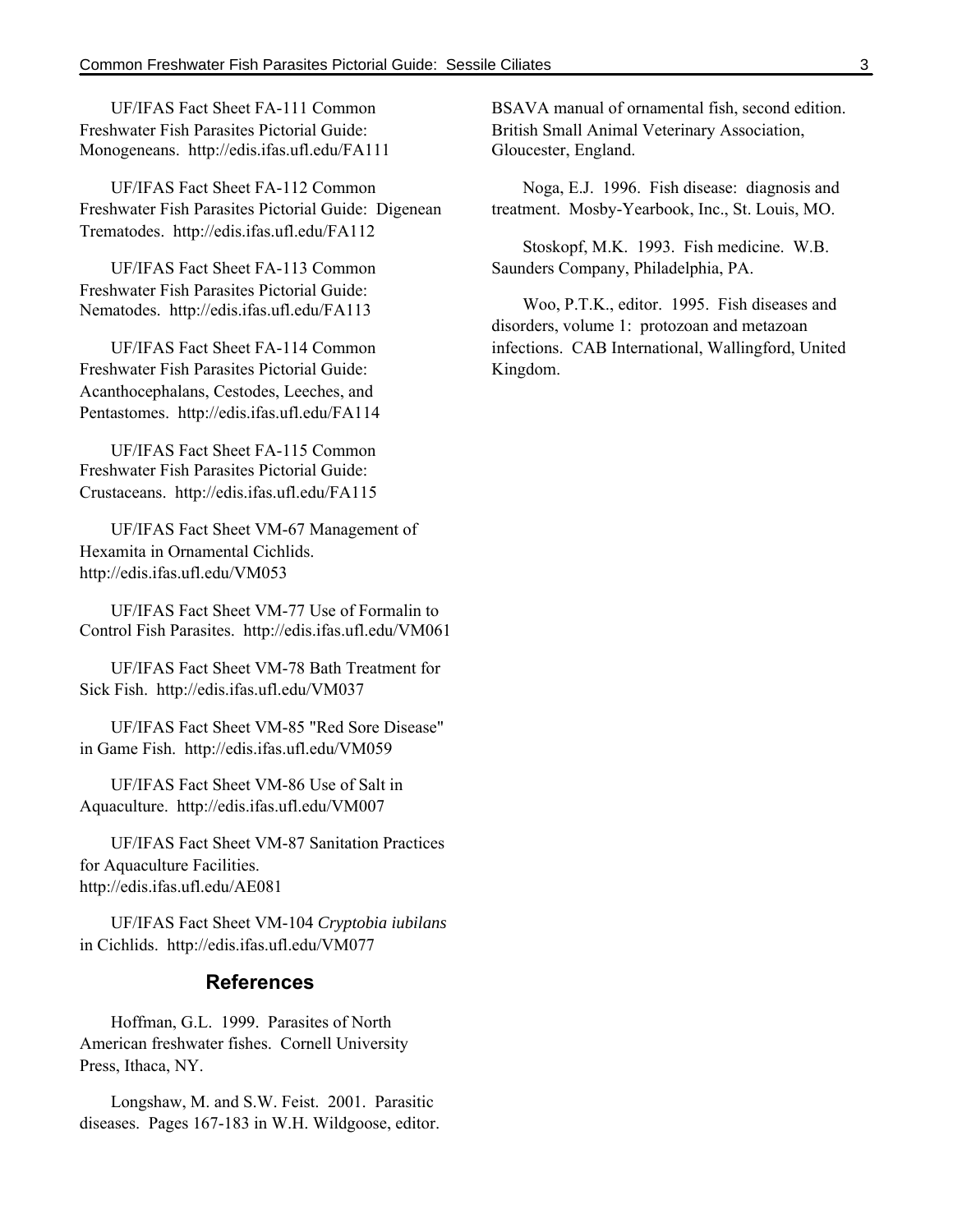UF/IFAS Fact Sheet FA-111 Common Freshwater Fish Parasites Pictorial Guide: Monogeneans. http://edis.ifas.ufl.edu/FA111

UF/IFAS Fact Sheet FA-112 Common Freshwater Fish Parasites Pictorial Guide: Digenean Trematodes. http://edis.ifas.ufl.edu/FA112

UF/IFAS Fact Sheet FA-113 Common Freshwater Fish Parasites Pictorial Guide: Nematodes. http://edis.ifas.ufl.edu/FA113

UF/IFAS Fact Sheet FA-114 Common Freshwater Fish Parasites Pictorial Guide: Acanthocephalans, Cestodes, Leeches, and Pentastomes. http://edis.ifas.ufl.edu/FA114

UF/IFAS Fact Sheet FA-115 Common Freshwater Fish Parasites Pictorial Guide: Crustaceans. http://edis.ifas.ufl.edu/FA115

UF/IFAS Fact Sheet VM-67 Management of Hexamita in Ornamental Cichlids. http://edis.ifas.ufl.edu/VM053

UF/IFAS Fact Sheet VM-77 Use of Formalin to Control Fish Parasites. http://edis.ifas.ufl.edu/VM061

UF/IFAS Fact Sheet VM-78 Bath Treatment for Sick Fish. http://edis.ifas.ufl.edu/VM037

UF/IFAS Fact Sheet VM-85 "Red Sore Disease" in Game Fish. http://edis.ifas.ufl.edu/VM059

UF/IFAS Fact Sheet VM-86 Use of Salt in Aquaculture. http://edis.ifas.ufl.edu/VM007

UF/IFAS Fact Sheet VM-87 Sanitation Practices for Aquaculture Facilities. http://edis.ifas.ufl.edu/AE081

UF/IFAS Fact Sheet VM-104 *Cryptobia iubilans* in Cichlids. http://edis.ifas.ufl.edu/VM077

## References

Hoffman, G.L. 1999. Parasites of North American freshwater fishes. Cornell University Press, Ithaca, NY.

Longshaw, M. and S.W. Feist. 2001. Parasitic diseases. Pages 167-183 in W.H. Wildgoose, editor. BSAVA manual of ornamental fish, second edition. British Small Animal Veterinary Association, Gloucester, England.

Noga, E.J. 1996. Fish disease: diagnosis and treatment. Mosby-Yearbook, Inc., St. Louis, MO.

Stoskopf, M.K. 1993. Fish medicine. W.B. Saunders Company, Philadelphia, PA.

Woo, P.T.K., editor. 1995. Fish diseases and disorders, volume 1: protozoan and metazoan infections. CAB International, Wallingford, United Kingdom.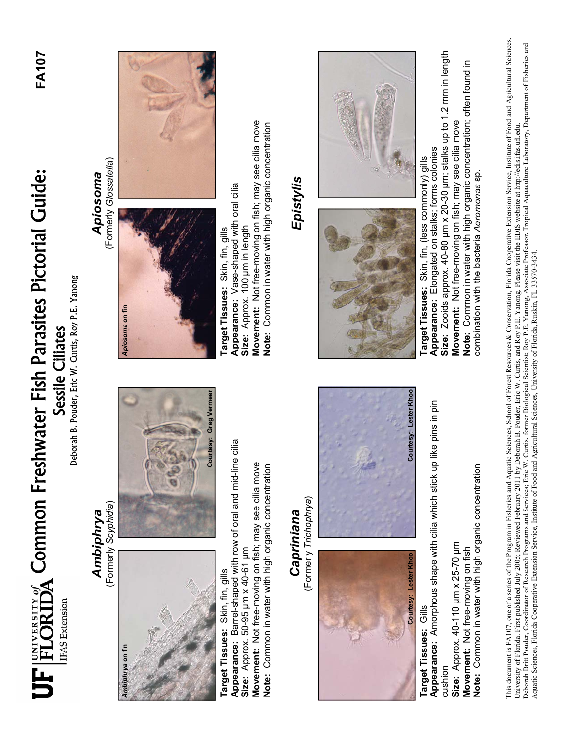# Common Freshwater Fish Parasites Pictorial Guide:

## Sessile Ciliates

Deborah B. Pouder, Eric W. Curtis, Roy P.E. Yanong

FA107

### *Ambiphrya*

(Formerly *Scyphidia*)

*Ambiphrya* on fin

Courtesy: Greg Vermeer

**Target Tissues:** Skin, fin, gills
**Appearance:** Barrel-shaped with row of oral and mid-line cilia
**Size:** Approx. 50-95 µm x 40-61 µm
**Movement:** Not free-moving on fish; may see cilia move
**Note:** Common in water with high organic concentration

### *Apiosoma*

(Formerly *Glossatella*)

*Apiosoma* on fin

**Target Tissues:** Skin, fin, gills
**Appearance:** Vase-shaped with oral cilia
**Size:** Approx. 100 µm in length
**Movement:** Not free-moving on fish; may see cilia move
**Note:** Common in water with high organic concentration

### *Capriniana*

(Formerly *Trichophrya*)

Courtesy: Lester Khoo

Courtesy: Lester Khoo

**Target Tissues:** Gills
**Appearance:** Amorphous shape with cilia which stick up like pins in pin cushion
**Size:** Approx. 40-110 µm x 25-70 µm
**Movement:** Not free-moving on fish
**Note:** Common in water with high organic concentration

### *Epistylis*

**Target Tissues:** Skin, fin, (less commonly) gills
**Appearance:** Elongated on stalks; forms colonies
**Size:** Zooids approx. 40-80 µm x 20-30 µm; stalks up to 1.2 mm in length
**Movement:** Not free-moving on fish; may see cilia move
**Note:** Common in water with high organic concentration; often found in combination with the bacteria *Aeromonas* sp.

This document is FA107, one of a series of the Program in Fisheries and Aquatic Sciences, School of Forest Resources & Conservation, Florida Cooperative Extension Service, Institute of Food and Agricultural Sciences, University of Florida. First published July 2005; Reviewed February 2011 by Deborah B. Pouder, Eric W. Curtis, and Roy P.E. Yanong. Please visit the EDIS website at http://edis.ifas.ufl.edu.
Deborah Britt Pouder, Coordinator of Research Programs and Services; Eric W. Curtis, former Biological Scientist; Roy P.E. Yanong, Associate Professor, Tropical Aquaculture Laboratory, Department of Fisheries and Aquatic Sciences, Florida Cooperative Extension Service, Institute of Food and Agricultural Sciences, University of Florida, Ruskin, FL 33570-3434.